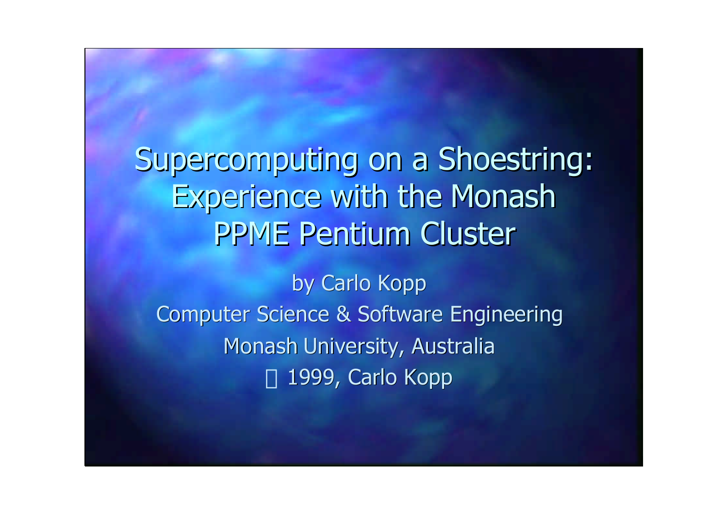# Supercomputing on a Shoestring: Experience with the Monash PPME Pentium Cluster

by Carlo Kopp

Computer Science & Software Engineering

Monash University, Australia

© 1999, Carlo Kopp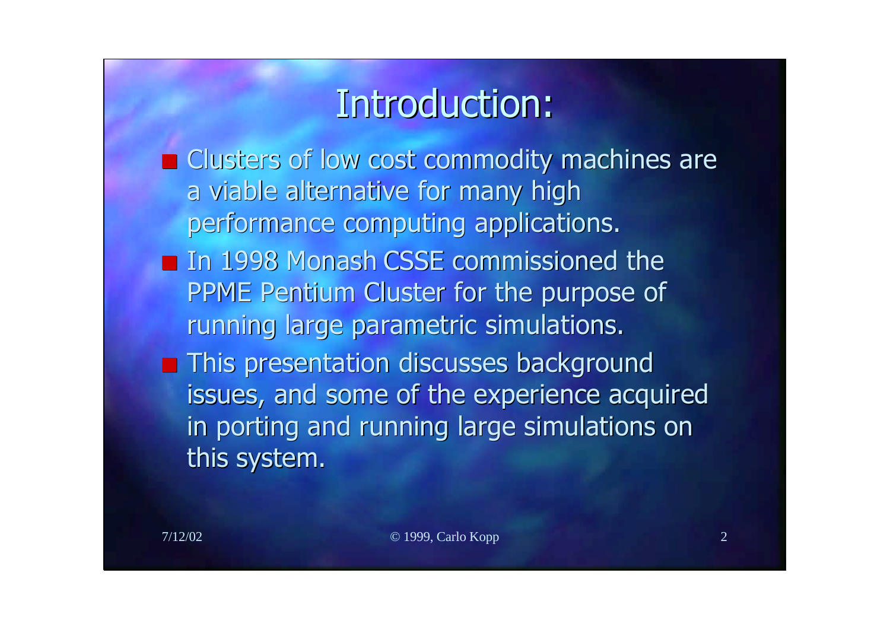# Introduction:

- Clusters of low cost commodity machines are a viable alternative for many high performance computing applications.
- In 1998 Monash CSSE commissioned the PPME Pentium Cluster for the purpose of running large parametric simulations.
- This presentation discusses background issues, and some of the experience acquired in porting and running large simulations on this system.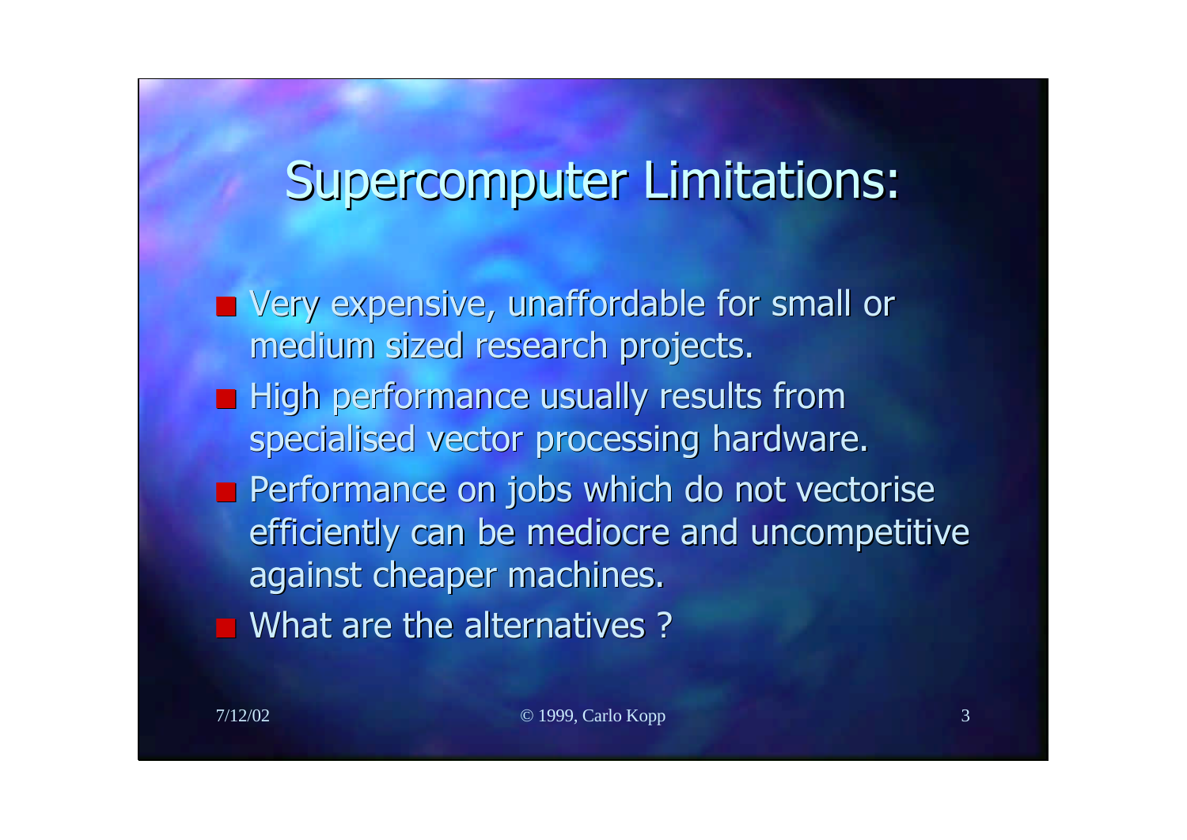# Supercomputer Limitations:

- Very expensive, unaffordable for small or medium sized research projects.
- High performance usually results from specialised vector processing hardware.
- Performance on jobs which do not vectorise efficiently can be mediocre and uncompetitive against cheaper machines.
- What are the alternatives ?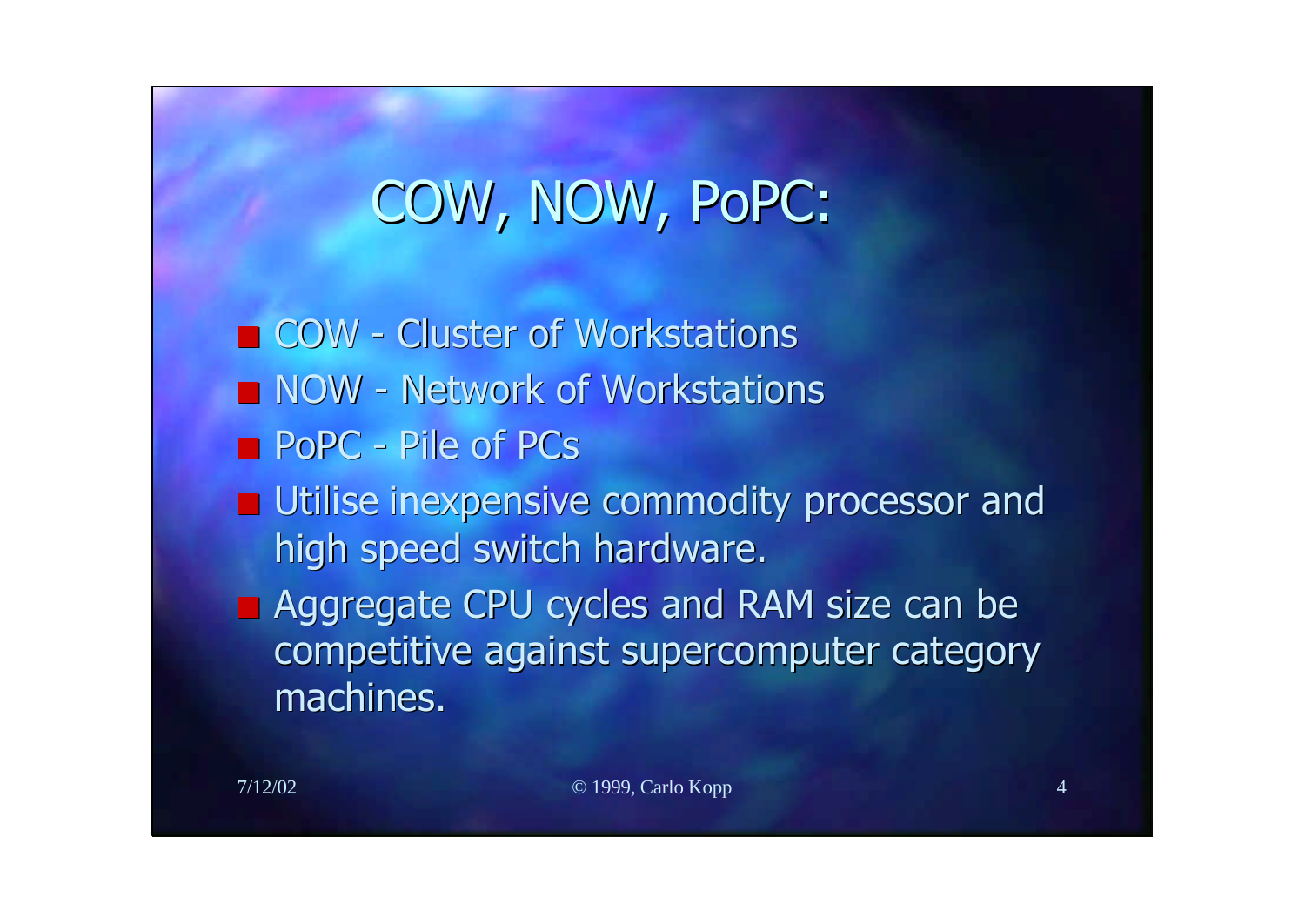# COW, NOW, PoPC:

- COW - Cluster of Workstations
- NOW - Network of Workstations
- PoPC - Pile of PCs
- Utilise inexpensive commodity processor and high speed switch hardware.
- Aggregate CPU cycles and RAM size can be competitive against supercomputer category machines.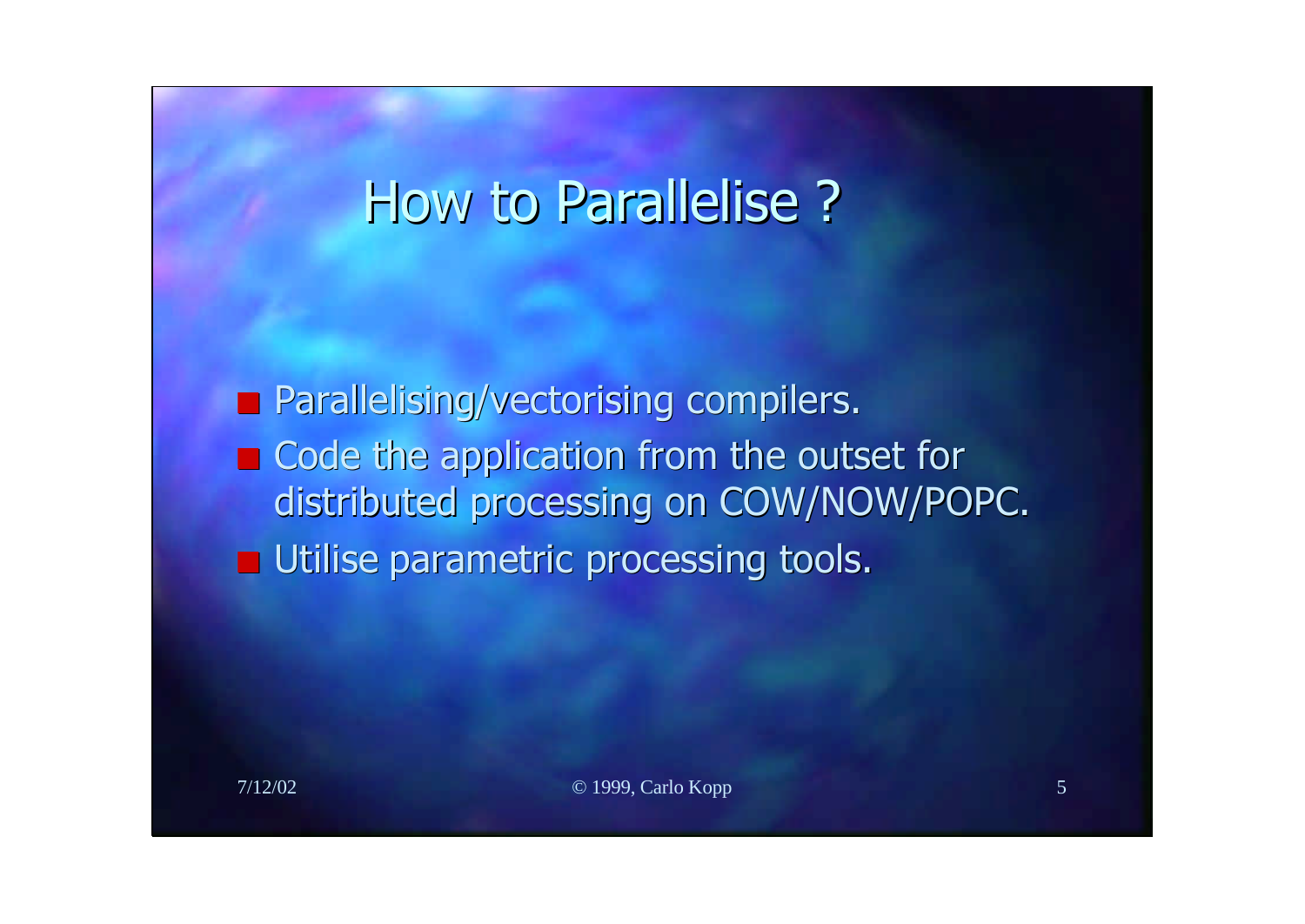# How to Parallelise ?

- Parallelising/vectorising compilers.
- Code the application from the outset for distributed processing on COW/NOW/POPC.
- Utilise parametric processing tools.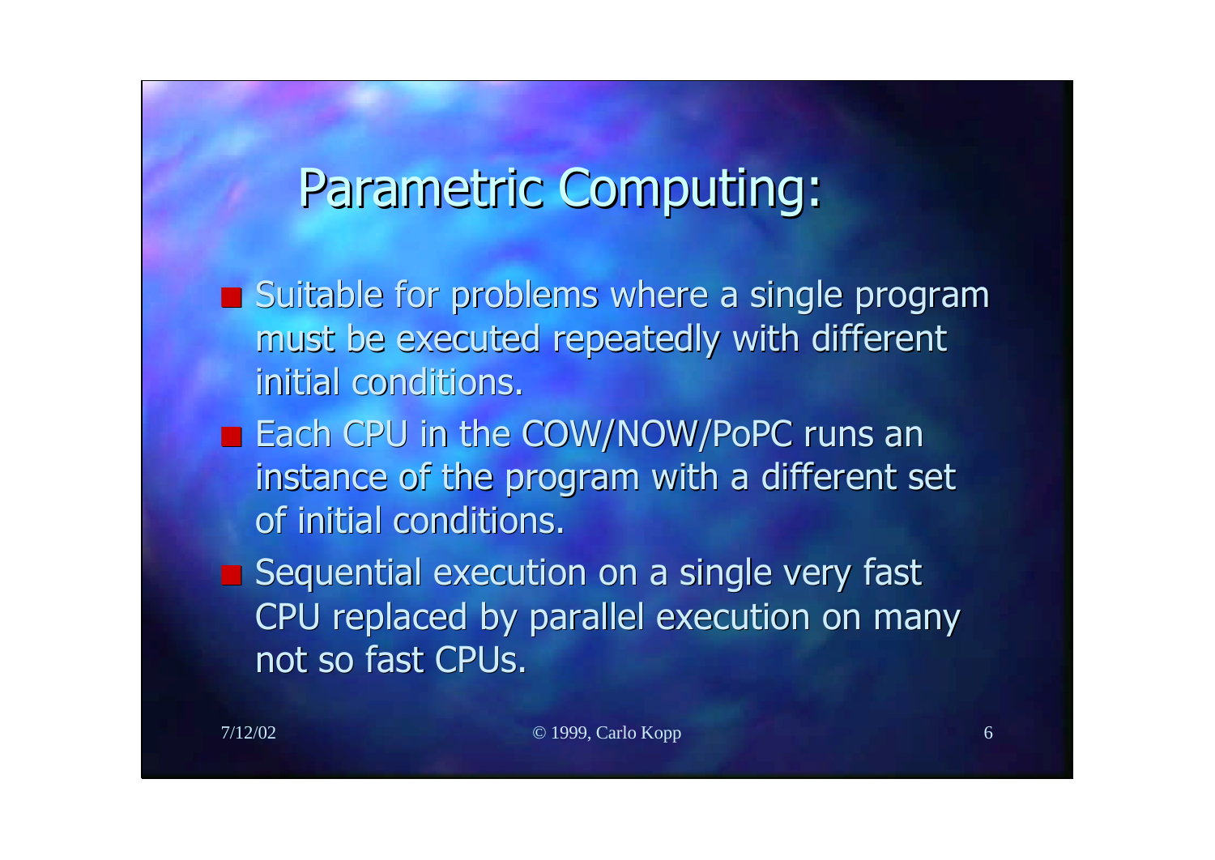# Parametric Computing:

- Suitable for problems where a single program must be executed repeatedly with different initial conditions.
- Each CPU in the COW/NOW/PoPC runs an instance of the program with a different set of initial conditions.
- Sequential execution on a single very fast CPU replaced by parallel execution on many not so fast CPUs.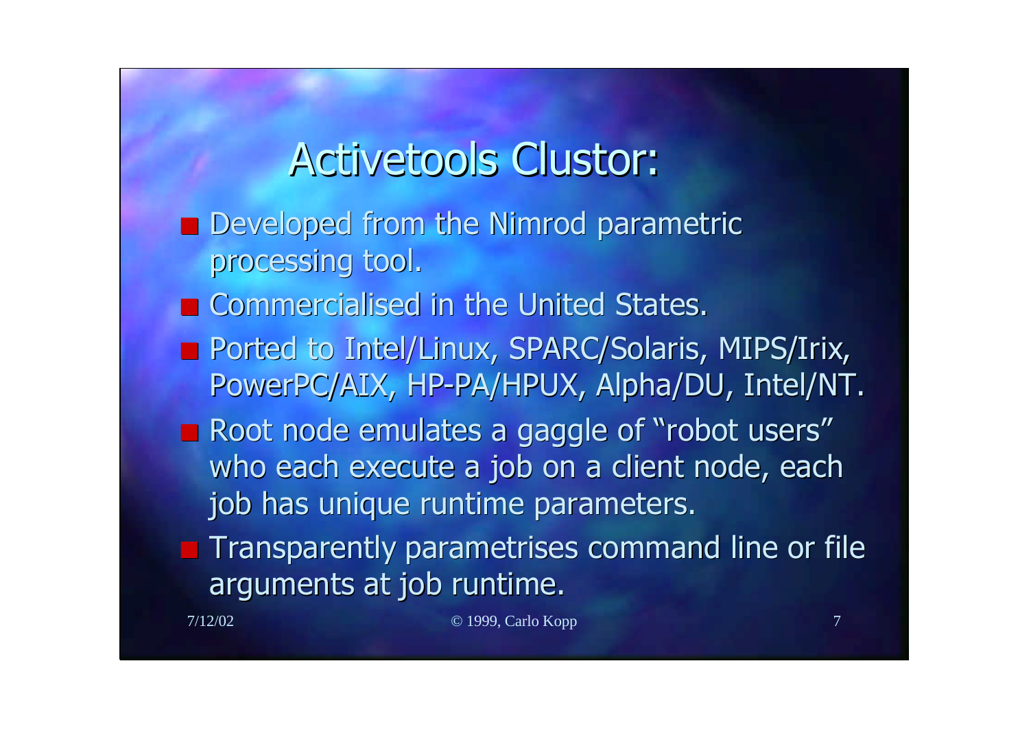# Activetools Clustor:

- Developed from the Nimrod parametric processing tool.
- Commercialised in the United States.
- Ported to Intel/Linux, SPARC/Solaris, MIPS/Irix, PowerPC/AIX, HP-PA/HPUX, Alpha/DU, Intel/NT.
- Root node emulates a gaggle of "robot users" who each execute a job on a client node, each job has unique runtime parameters.
- Transparently parametrises command line or file arguments at job runtime.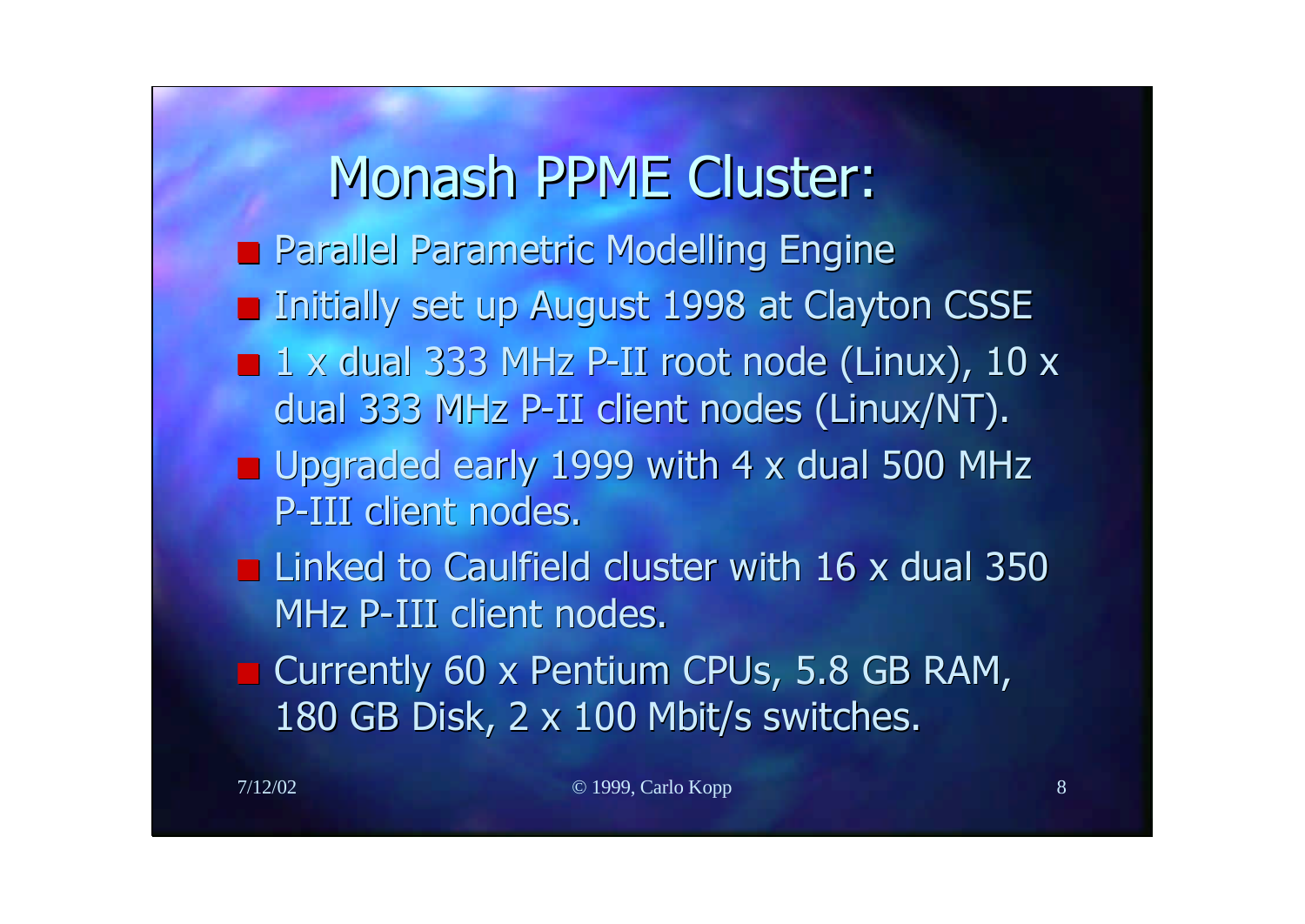# Monash PPME Cluster:

- Parallel Parametric Modelling Engine
- Initially set up August 1998 at Clayton CSSE
- 1 x dual 333 MHz P-II root node (Linux), 10 x dual 333 MHz P-II client nodes (Linux/NT).
- Upgraded early 1999 with 4 x dual 500 MHz P-III client nodes.
- Linked to Caulfield cluster with 16 x dual 350 MHz P-III client nodes.
- Currently 60 x Pentium CPUs, 5.8 GB RAM, 180 GB Disk, 2 x 100 Mbit/s switches.

© 1999, Carlo Kopp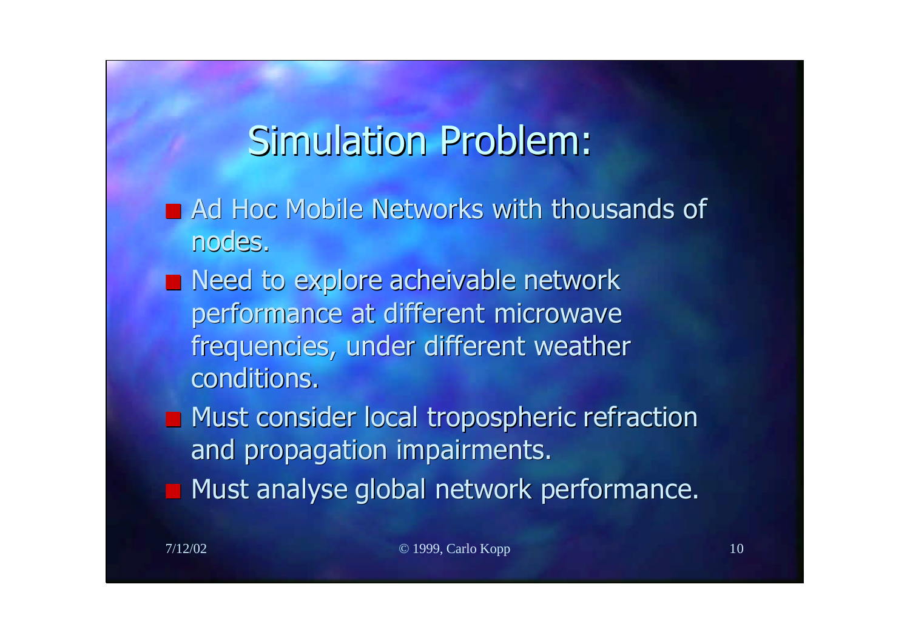# Simulation Problem:

- Ad Hoc Mobile Networks with thousands of nodes.
- Need to explore acheivable network performance at different microwave frequencies, under different weather conditions.
- Must consider local tropospheric refraction and propagation impairments.
- Must analyse global network performance.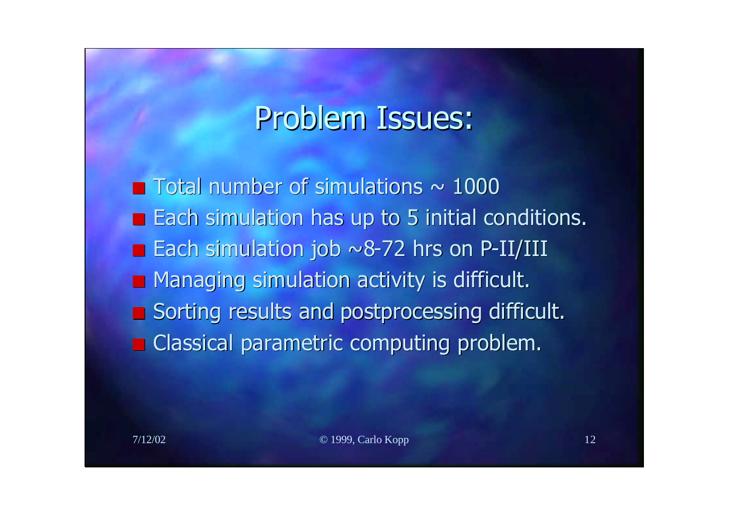# Problem Issues:

- Total number of simulations ~ 1000
- Each simulation has up to 5 initial conditions.
- Each simulation job ~8-72 hrs on P-II/III
- Managing simulation activity is difficult.
- Sorting results and postprocessing difficult.
- Classical parametric computing problem.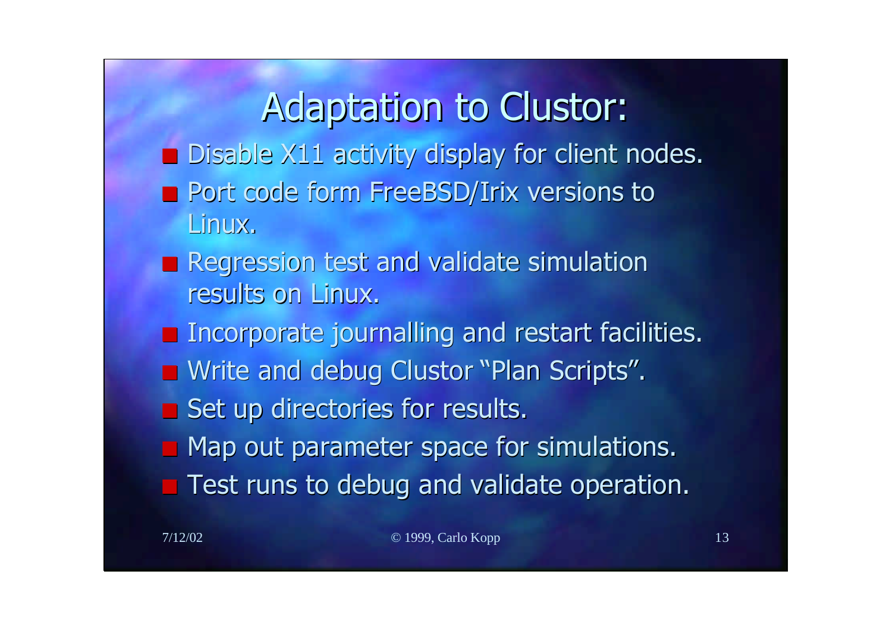# Adaptation to Clustor:

- Disable X11 activity display for client nodes.
- Port code form FreeBSD/Irix versions to Linux.
- Regression test and validate simulation results on Linux.
- Incorporate journalling and restart facilities.
- Write and debug Clustor "Plan Scripts".
- Set up directories for results.
- Map out parameter space for simulations.
- Test runs to debug and validate operation.

7/12/02 © 1999, Carlo Kopp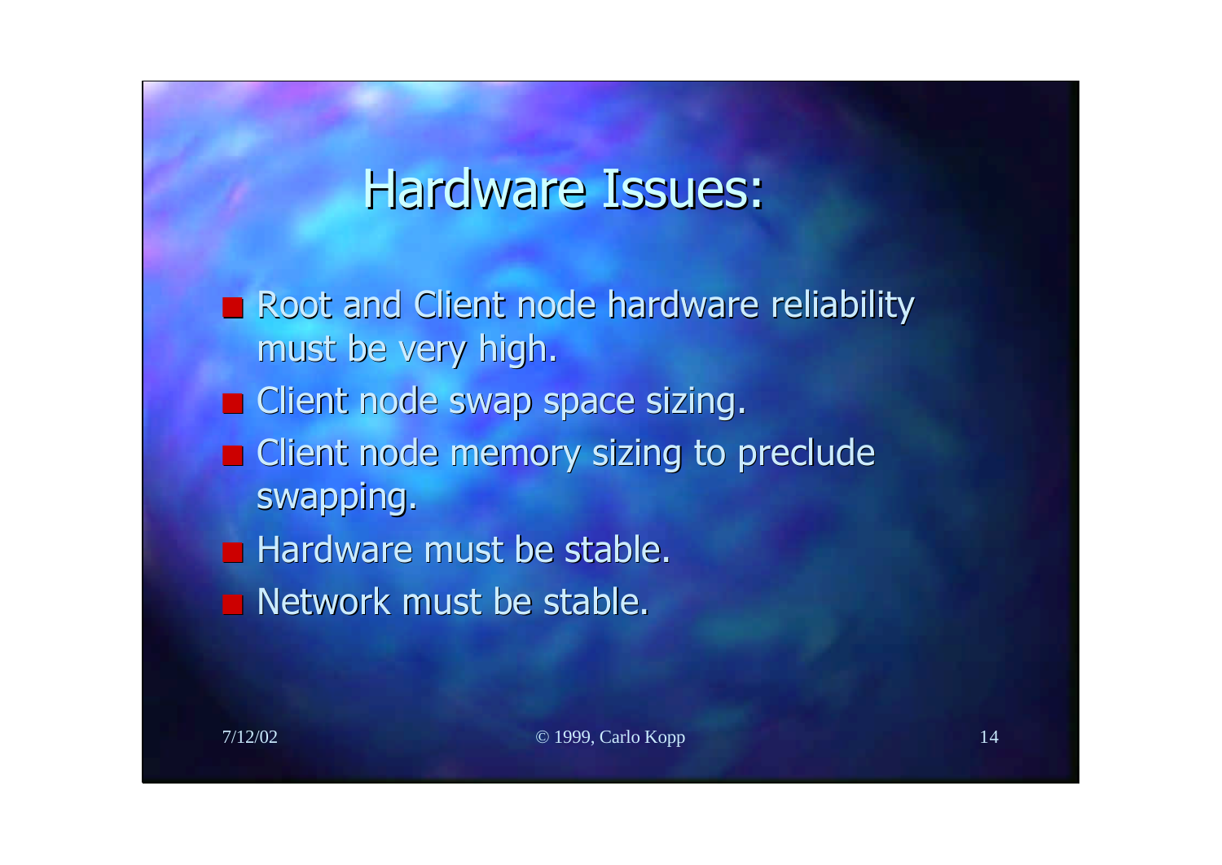# Hardware Issues:

- Root and Client node hardware reliability must be very high.
- Client node swap space sizing.
- Client node memory sizing to preclude swapping.
- Hardware must be stable.
- Network must be stable.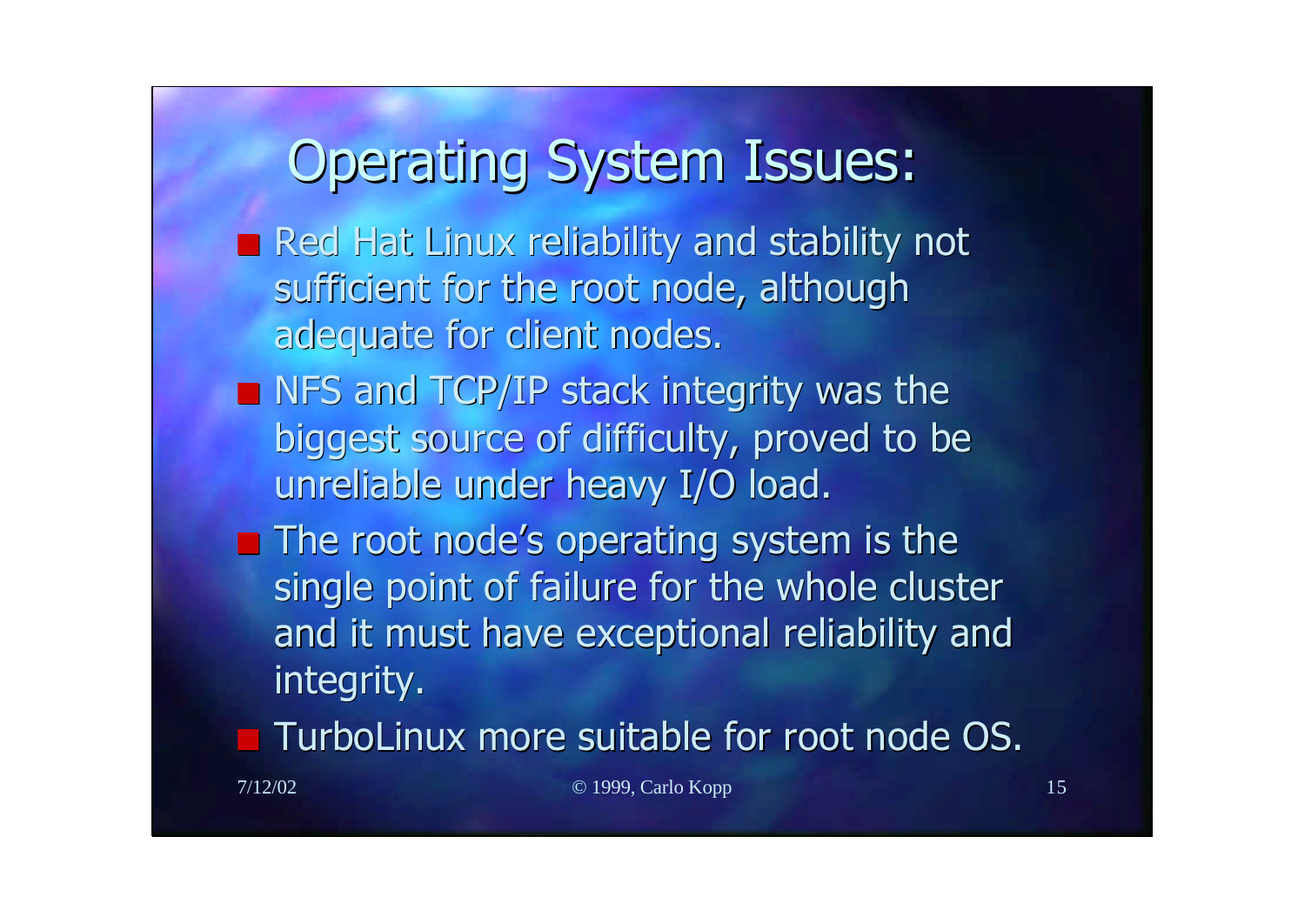# Operating System Issues:

- Red Hat Linux reliability and stability not sufficient for the root node, although adequate for client nodes.
- NFS and TCP/IP stack integrity was the biggest source of difficulty, proved to be unreliable under heavy I/O load.
- The root node's operating system is the single point of failure for the whole cluster and it must have exceptional reliability and integrity.
- TurboLinux more suitable for root node OS.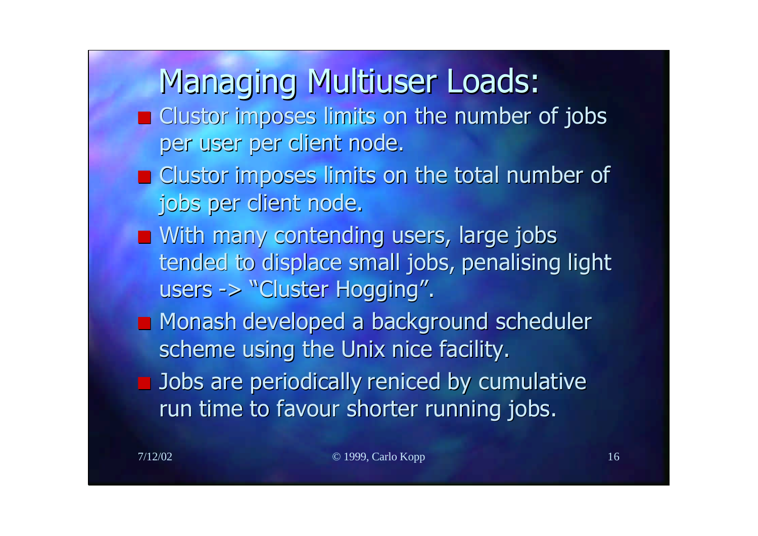# Managing Multiuser Loads:

- Clustor imposes limits on the number of jobs per user per client node.
- Clustor imposes limits on the total number of jobs per client node.
- With many contending users, large jobs tended to displace small jobs, penalising light users -> "Cluster Hogging".
- Monash developed a background scheduler scheme using the Unix nice facility.
- Jobs are periodically reniced by cumulative run time to favour shorter running jobs.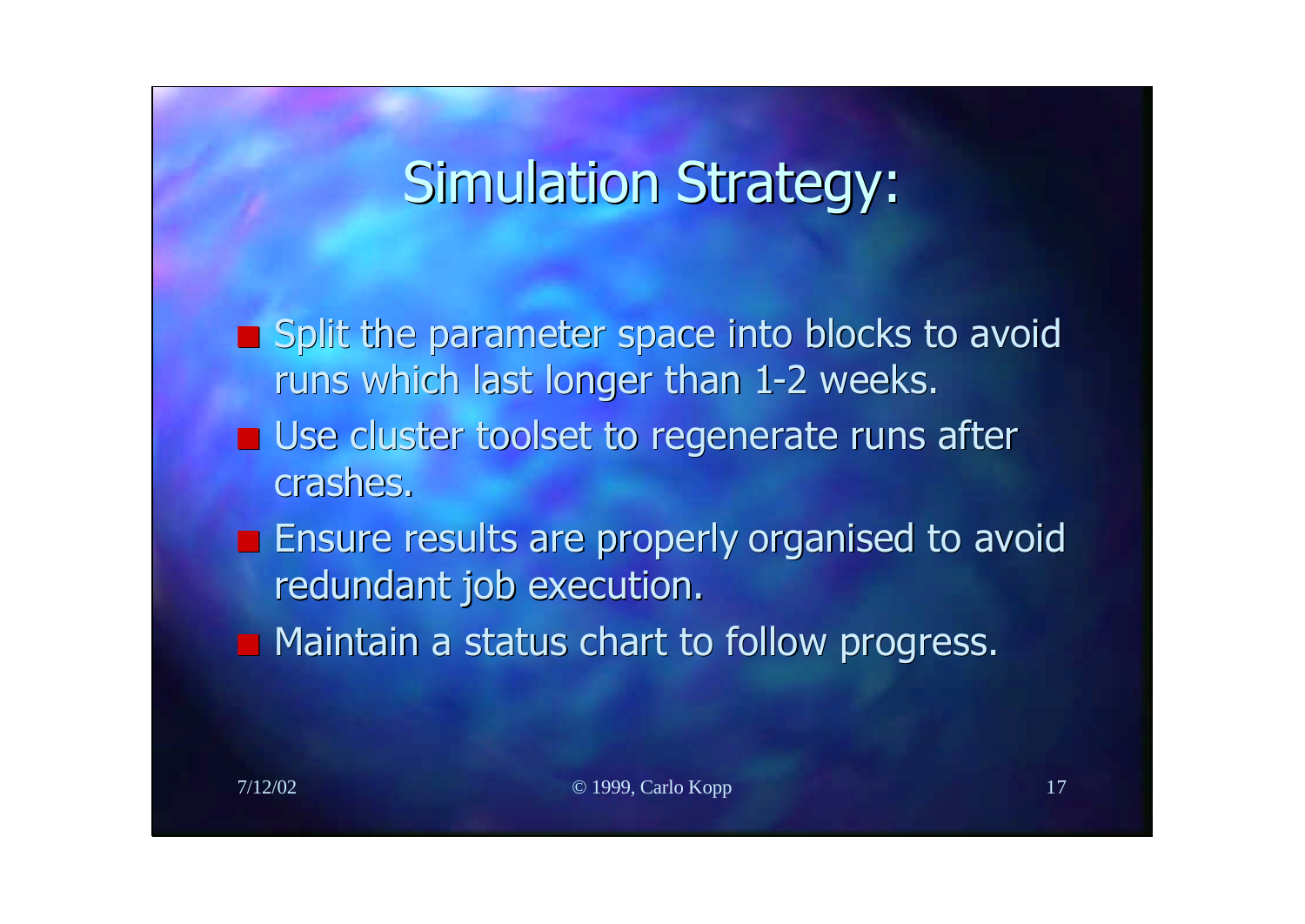# Simulation Strategy:

- Split the parameter space into blocks to avoid runs which last longer than 1-2 weeks.
- Use cluster toolset to regenerate runs after crashes.
- Ensure results are properly organised to avoid redundant job execution.
- Maintain a status chart to follow progress.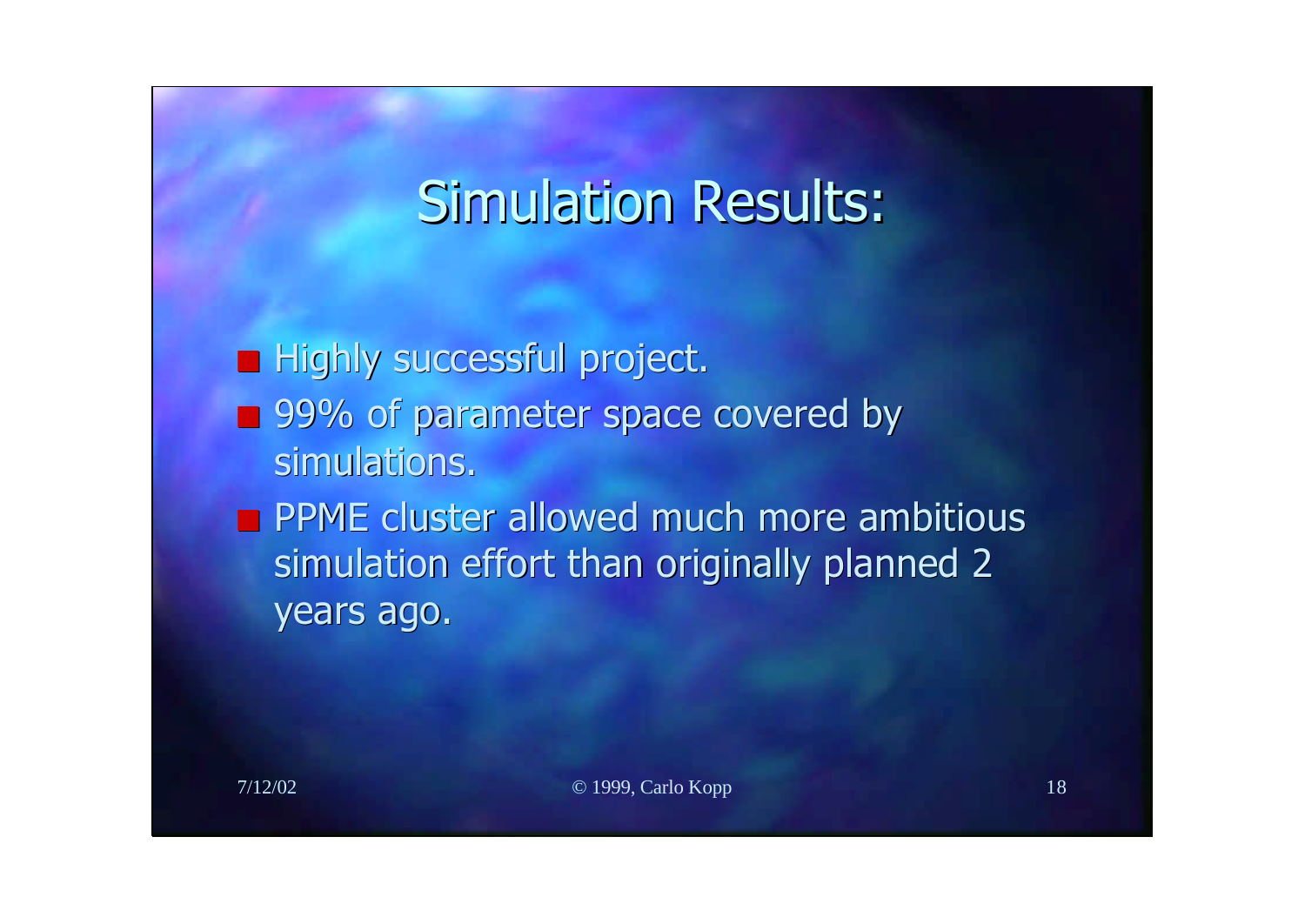# Simulation Results:

- Highly successful project.
- 99% of parameter space covered by simulations.
- PPME cluster allowed much more ambitious simulation effort than originally planned 2 years ago.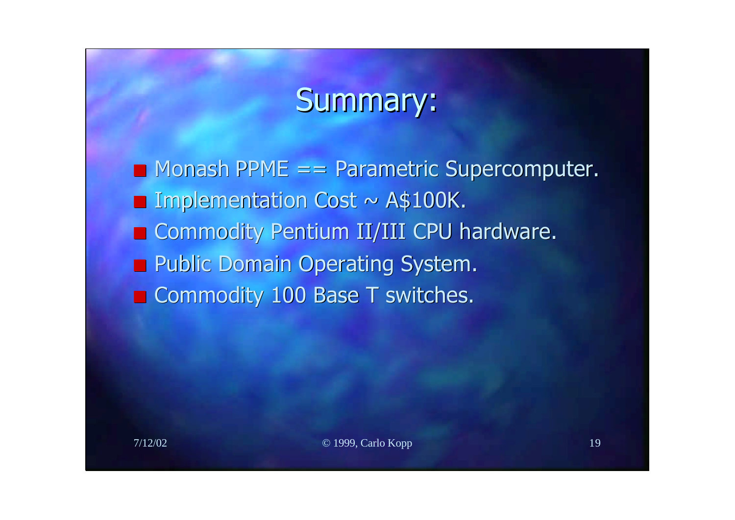# Summary:

- Monash PPME == Parametric Supercomputer.
- Implementation Cost ~ A$100K.
- Commodity Pentium II/III CPU hardware.
- Public Domain Operating System.
- Commodity 100 Base T switches.